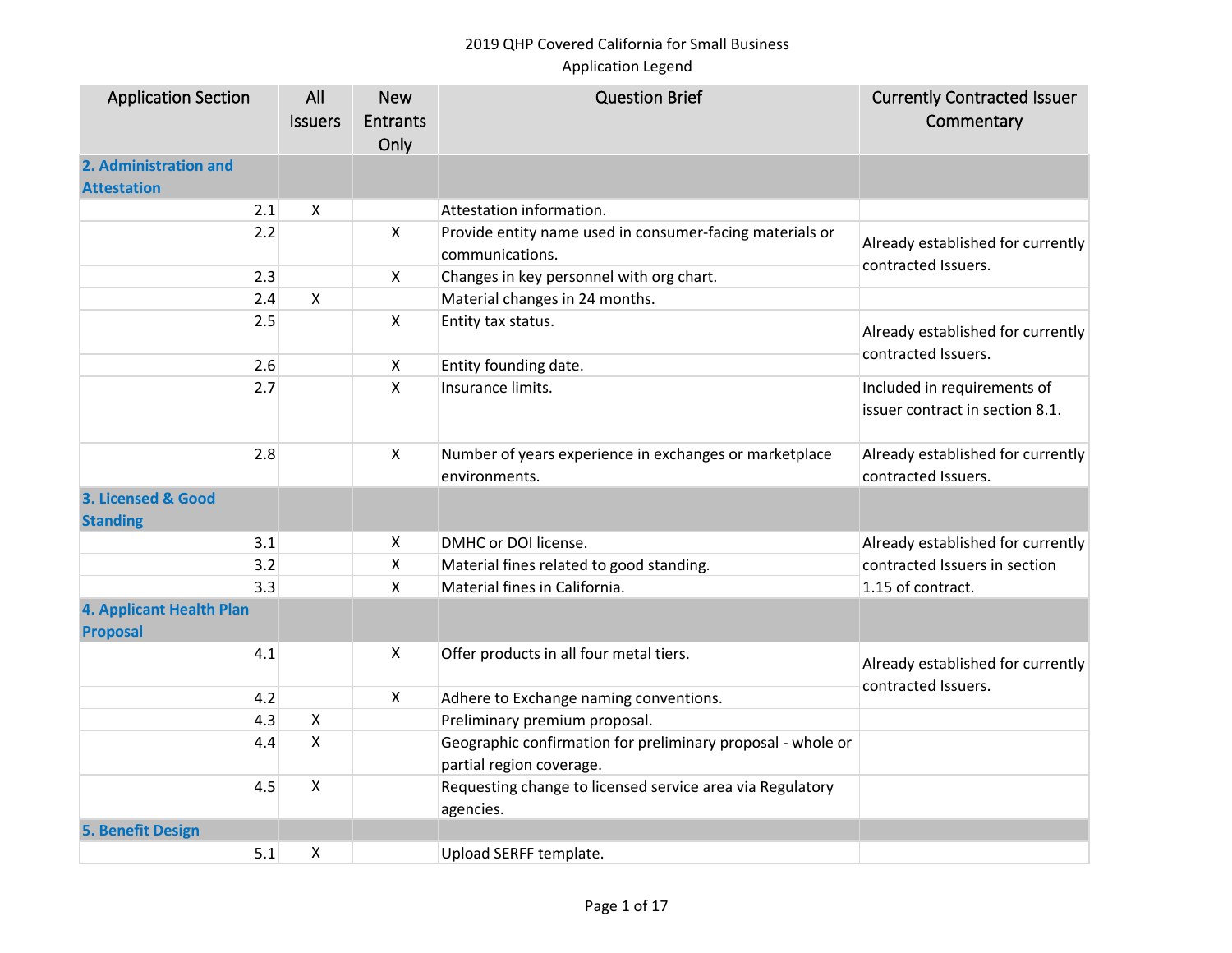2019 QHP Covered California for Small Business
Application Legend

| Application Section | All Issuers | New Entrants Only | Question Brief | Currently Contracted Issuer Commentary |
|---|---|---|---|---|
| **2. Administration and Attestation** | | | | |
| 2.1 | X | | Attestation information. | |
| 2.2 | | X | Provide entity name used in consumer-facing materials or communications. | Already established for currently contracted Issuers. |
| 2.3 | | X | Changes in key personnel with org chart. | |
| 2.4 | X | | Material changes in 24 months. | |
| 2.5 | | X | Entity tax status. | Already established for currently contracted Issuers. |
| 2.6 | | X | Entity founding date. | |
| 2.7 | | X | Insurance limits. | Included in requirements of issuer contract in section 8.1. |
| 2.8 | | X | Number of years experience in exchanges or marketplace environments. | Already established for currently contracted Issuers. |
| **3. Licensed & Good Standing** | | | | |
| 3.1 | | X | DMHC or DOI license. | Already established for currently contracted Issuers in section 1.15 of contract. |
| 3.2 | | X | Material fines related to good standing. | |
| 3.3 | | X | Material fines in California. | |
| **4. Applicant Health Plan Proposal** | | | | |
| 4.1 | | X | Offer products in all four metal tiers. | Already established for currently contracted Issuers. |
| 4.2 | | X | Adhere to Exchange naming conventions. | |
| 4.3 | X | | Preliminary premium proposal. | |
| 4.4 | X | | Geographic confirmation for preliminary proposal - whole or partial region coverage. | |
| 4.5 | X | | Requesting change to licensed service area via Regulatory agencies. | |
| **5. Benefit Design** | | | | |
| 5.1 | X | | Upload SERFF template. | |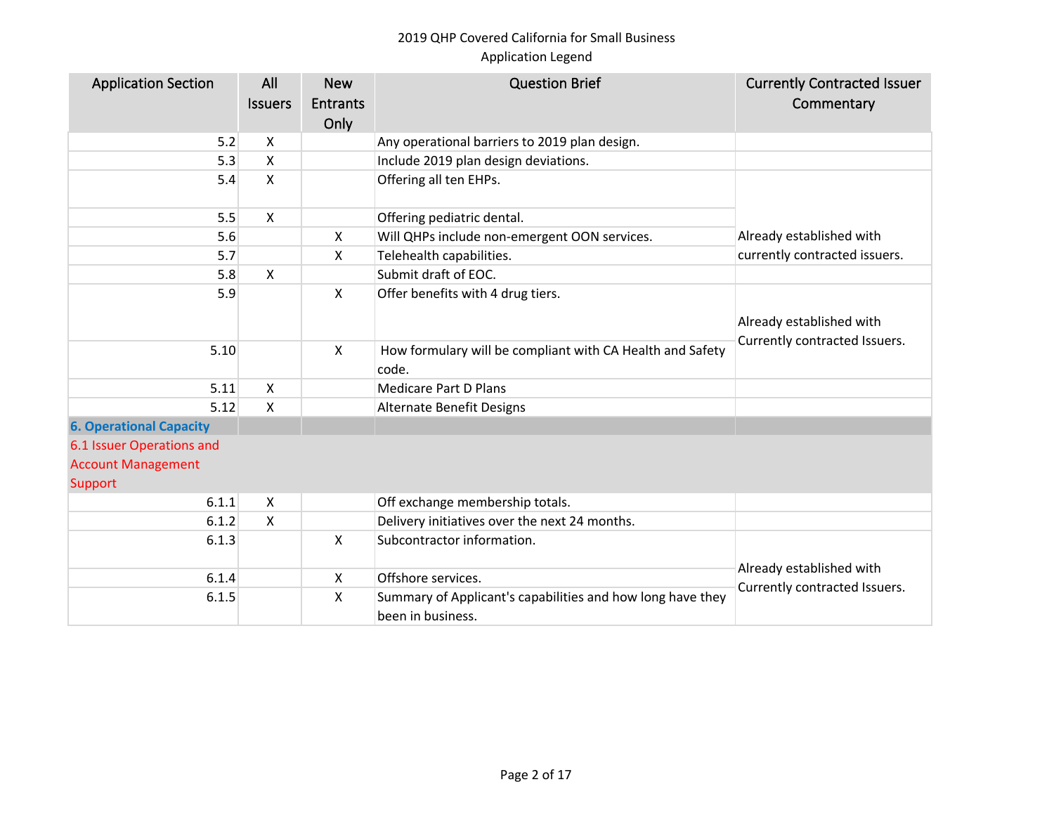2019 QHP Covered California for Small Business
Application Legend

| Application Section | All Issuers | New Entrants Only | Question Brief | Currently Contracted Issuer Commentary |
|---|---|---|---|---|
| 5.2 | X | | Any operational barriers to 2019 plan design. | |
| 5.3 | X | | Include 2019 plan design deviations. | |
| 5.4 | X | | Offering all ten EHPs. | |
| 5.5 | X | | Offering pediatric dental. | |
| 5.6 | | X | Will QHPs include non-emergent OON services. | Already established with currently contracted issuers. |
| 5.7 | | X | Telehealth capabilities. | Already established with currently contracted issuers. |
| 5.8 | X | | Submit draft of EOC. | |
| 5.9 | | X | Offer benefits with 4 drug tiers. | Already established with Currently contracted Issuers. |
| 5.10 | | X | How formulary will be compliant with CA Health and Safety code. | Already established with Currently contracted Issuers. |
| 5.11 | X | | Medicare Part D Plans | |
| 5.12 | X | | Alternate Benefit Designs | |
| **6. Operational Capacity** | | | | |
| 6.1 Issuer Operations and Account Management Support | | | | |
| 6.1.1 | X | | Off exchange membership totals. | |
| 6.1.2 | X | | Delivery initiatives over the next 24 months. | |
| 6.1.3 | | X | Subcontractor information. | Already established with Currently contracted Issuers. |
| 6.1.4 | | X | Offshore services. | Already established with Currently contracted Issuers. |
| 6.1.5 | | X | Summary of Applicant's capabilities and how long have they been in business. | Already established with Currently contracted Issuers. |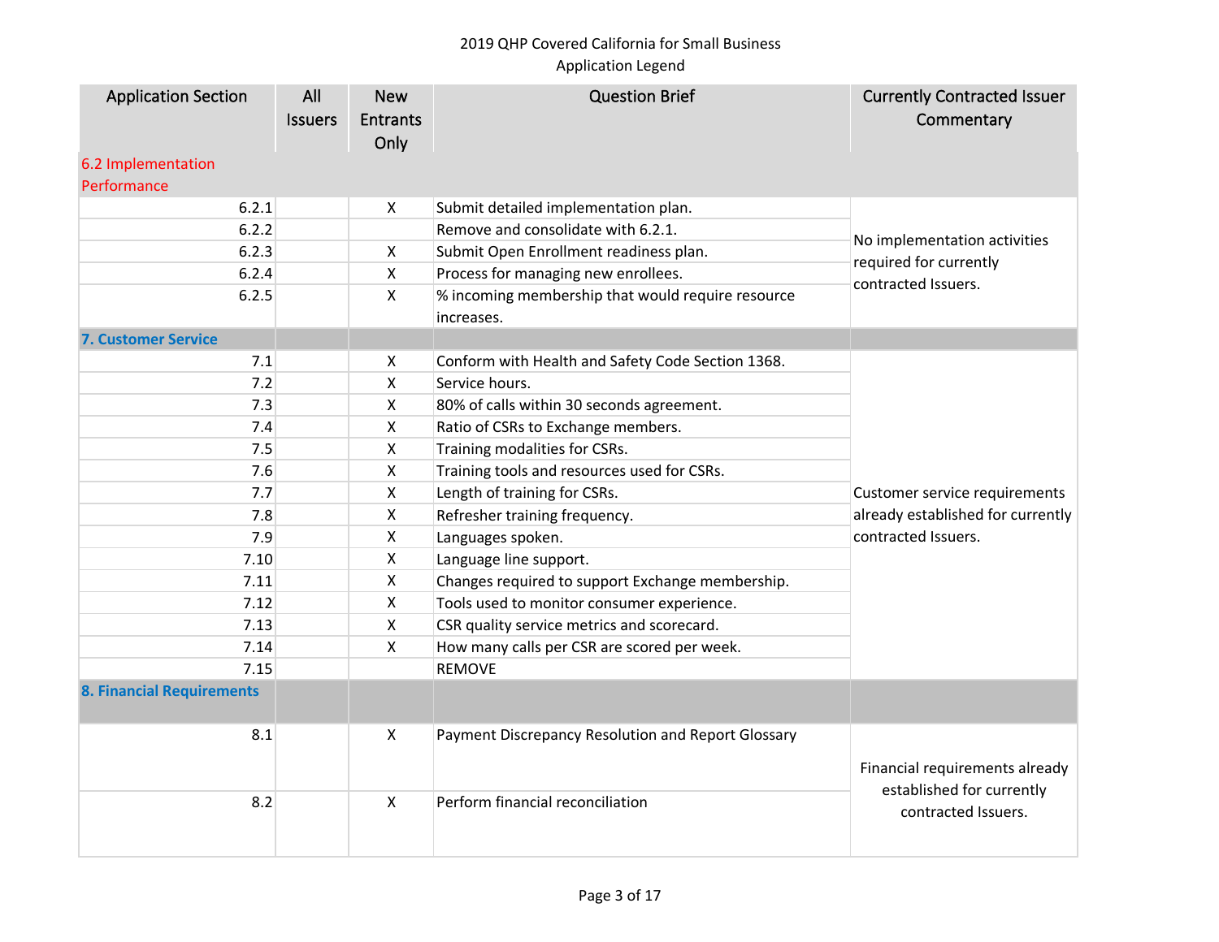2019 QHP Covered California for Small Business
Application Legend

| Application Section | All Issuers | New Entrants Only | Question Brief | Currently Contracted Issuer Commentary |
|---|---|---|---|---|
| 6.2 Implementation Performance | | | | |
| 6.2.1 | | X | Submit detailed implementation plan. | No implementation activities required for currently contracted Issuers. |
| 6.2.2 | | | Remove and consolidate with 6.2.1. | |
| 6.2.3 | | X | Submit Open Enrollment readiness plan. | |
| 6.2.4 | | X | Process for managing new enrollees. | |
| 6.2.5 | | X | % incoming membership that would require resource increases. | |
| **7. Customer Service** | | | | |
| 7.1 | | X | Conform with Health and Safety Code Section 1368. | Customer service requirements already established for currently contracted Issuers. |
| 7.2 | | X | Service hours. | |
| 7.3 | | X | 80% of calls within 30 seconds agreement. | |
| 7.4 | | X | Ratio of CSRs to Exchange members. | |
| 7.5 | | X | Training modalities for CSRs. | |
| 7.6 | | X | Training tools and resources used for CSRs. | |
| 7.7 | | X | Length of training for CSRs. | |
| 7.8 | | X | Refresher training frequency. | |
| 7.9 | | X | Languages spoken. | |
| 7.10 | | X | Language line support. | |
| 7.11 | | X | Changes required to support Exchange membership. | |
| 7.12 | | X | Tools used to monitor consumer experience. | |
| 7.13 | | X | CSR quality service metrics and scorecard. | |
| 7.14 | | X | How many calls per CSR are scored per week. | |
| 7.15 | | | REMOVE | |
| **8. Financial Requirements** | | | | |
| 8.1 | | X | Payment Discrepancy Resolution and Report Glossary | Financial requirements already established for currently contracted Issuers. |
| 8.2 | | X | Perform financial reconciliation | |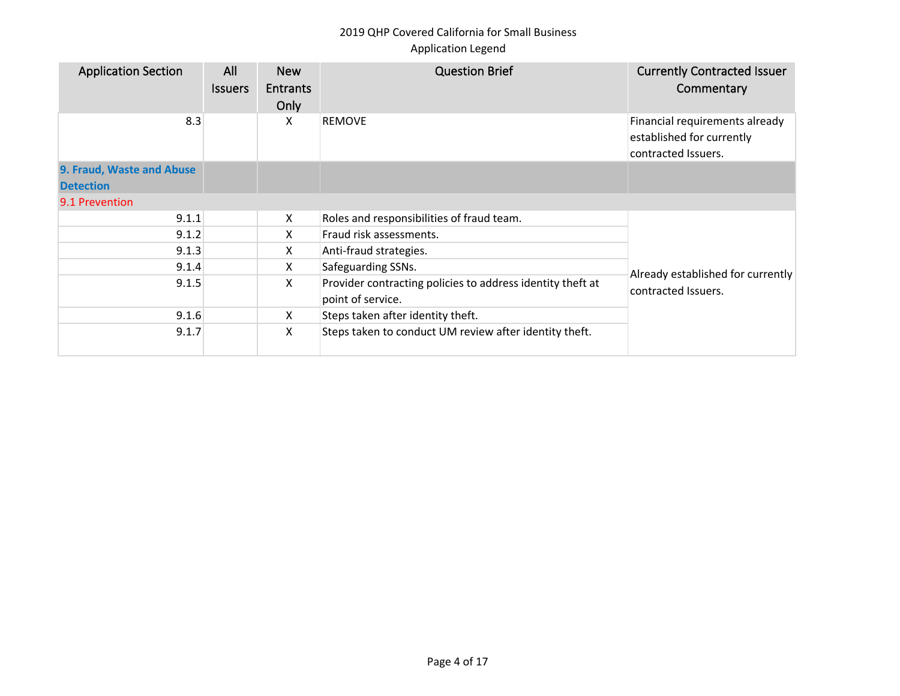2019 QHP Covered California for Small Business
Application Legend

| Application Section | All Issuers | New Entrants Only | Question Brief | Currently Contracted Issuer Commentary |
|---|---|---|---|---|
| 8.3 | | X | REMOVE | Financial requirements already established for currently contracted Issuers. |
| **9. Fraud, Waste and Abuse Detection** | | | | |
| 9.1 Prevention | | | | |
| 9.1.1 | | X | Roles and responsibilities of fraud team. | Already established for currently contracted Issuers. |
| 9.1.2 | | X | Fraud risk assessments. | |
| 9.1.3 | | X | Anti-fraud strategies. | |
| 9.1.4 | | X | Safeguarding SSNs. | |
| 9.1.5 | | X | Provider contracting policies to address identity theft at point of service. | |
| 9.1.6 | | X | Steps taken after identity theft. | |
| 9.1.7 | | X | Steps taken to conduct UM review after identity theft. | |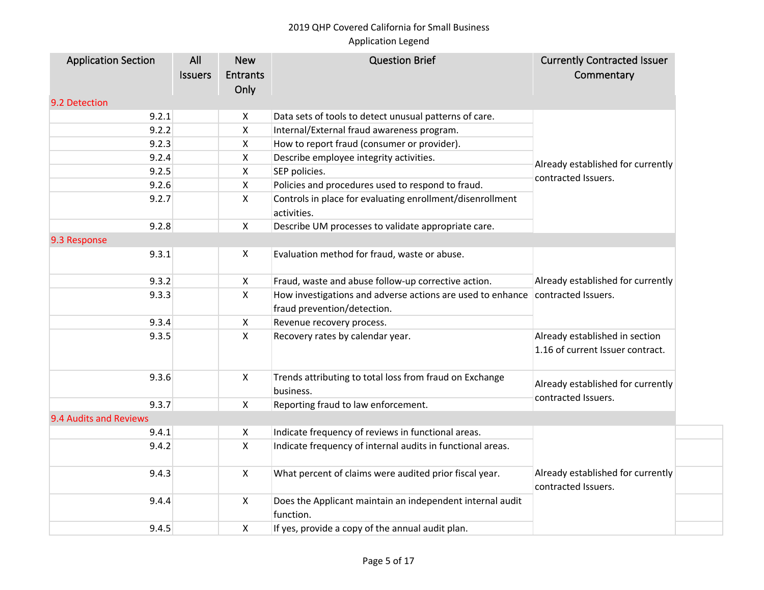2019 QHP Covered California for Small Business

Application Legend

| Application Section | All Issuers | New Entrants Only | Question Brief | Currently Contracted Issuer Commentary |
|---|---|---|---|---|
| 9.2 Detection | | | | |
| 9.2.1 | | X | Data sets of tools to detect unusual patterns of care. | Already established for currently contracted Issuers. |
| 9.2.2 | | X | Internal/External fraud awareness program. | |
| 9.2.3 | | X | How to report fraud (consumer or provider). | |
| 9.2.4 | | X | Describe employee integrity activities. | |
| 9.2.5 | | X | SEP policies. | |
| 9.2.6 | | X | Policies and procedures used to respond to fraud. | |
| 9.2.7 | | X | Controls in place for evaluating enrollment/disenrollment activities. | |
| 9.2.8 | | X | Describe UM processes to validate appropriate care. | |
| 9.3 Response | | | | |
| 9.3.1 | | X | Evaluation method for fraud, waste or abuse. | Already established for currently contracted Issuers. |
| 9.3.2 | | X | Fraud, waste and abuse follow-up corrective action. | |
| 9.3.3 | | X | How investigations and adverse actions are used to enhance fraud prevention/detection. | |
| 9.3.4 | | X | Revenue recovery process. | |
| 9.3.5 | | X | Recovery rates by calendar year. | Already established in section 1.16 of current Issuer contract. |
| 9.3.6 | | X | Trends attributing to total loss from fraud on Exchange business. | Already established for currently contracted Issuers. |
| 9.3.7 | | X | Reporting fraud to law enforcement. | |
| 9.4 Audits and Reviews | | | | |
| 9.4.1 | | X | Indicate frequency of reviews in functional areas. | Already established for currently contracted Issuers. |
| 9.4.2 | | X | Indicate frequency of internal audits in functional areas. | |
| 9.4.3 | | X | What percent of claims were audited prior fiscal year. | |
| 9.4.4 | | X | Does the Applicant maintain an independent internal audit function. | |
| 9.4.5 | | X | If yes, provide a copy of the annual audit plan. | |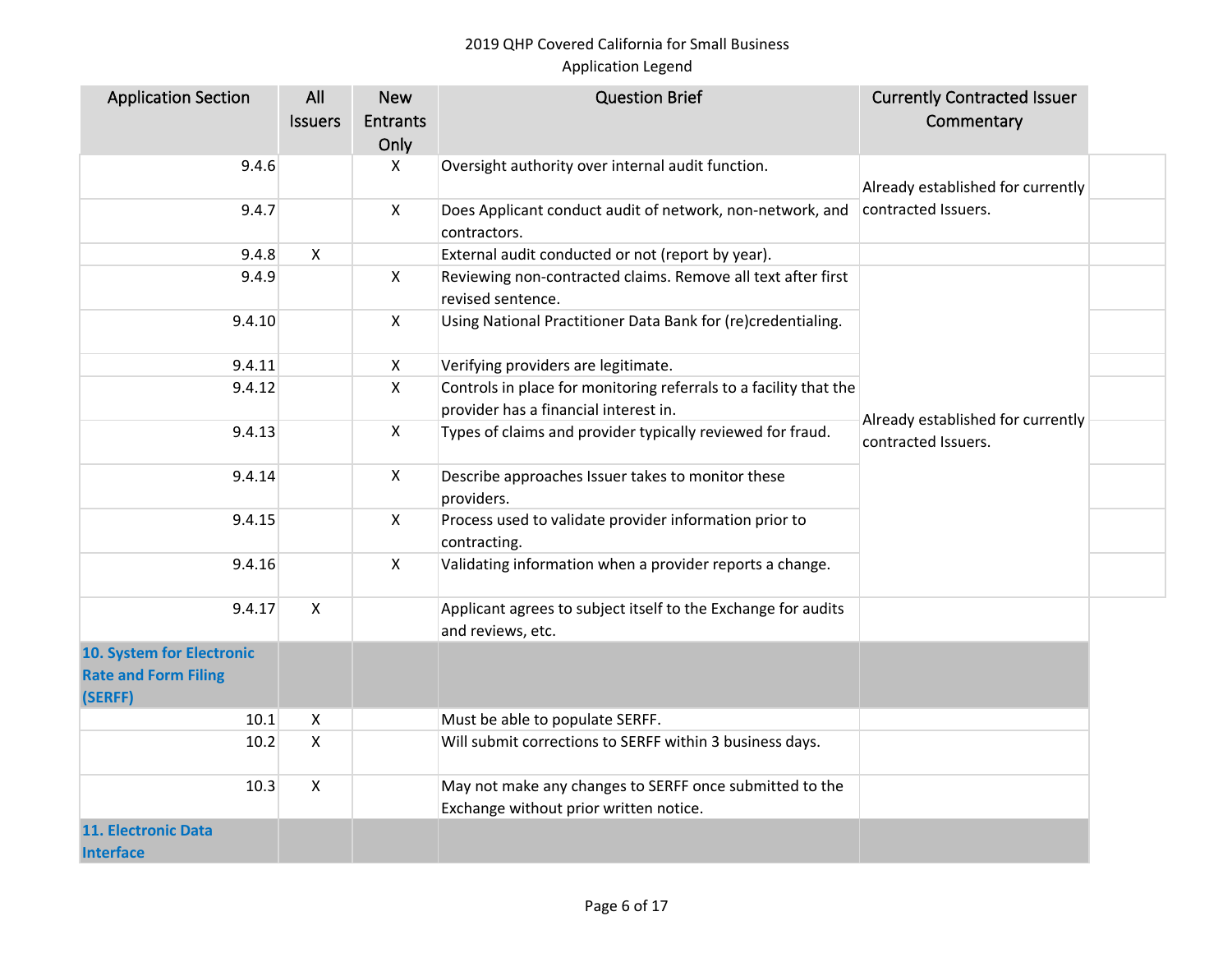2019 QHP Covered California for Small Business
Application Legend

| Application Section | All Issuers | New Entrants Only | Question Brief | Currently Contracted Issuer Commentary |
|---|---|---|---|---|
| 9.4.6 | | X | Oversight authority over internal audit function. | Already established for currently contracted Issuers. |
| 9.4.7 | | X | Does Applicant conduct audit of network, non-network, and contractors. | |
| 9.4.8 | X | | External audit conducted or not (report by year). | |
| 9.4.9 | | X | Reviewing non-contracted claims. Remove all text after first revised sentence. | Already established for currently contracted Issuers. |
| 9.4.10 | | X | Using National Practitioner Data Bank for (re)credentialing. | |
| 9.4.11 | | X | Verifying providers are legitimate. | |
| 9.4.12 | | X | Controls in place for monitoring referrals to a facility that the provider has a financial interest in. | |
| 9.4.13 | | X | Types of claims and provider typically reviewed for fraud. | |
| 9.4.14 | | X | Describe approaches Issuer takes to monitor these providers. | |
| 9.4.15 | | X | Process used to validate provider information prior to contracting. | |
| 9.4.16 | | X | Validating information when a provider reports a change. | |
| 9.4.17 | X | | Applicant agrees to subject itself to the Exchange for audits and reviews, etc. | |
| **10. System for Electronic Rate and Form Filing (SERFF)** | | | | |
| 10.1 | X | | Must be able to populate SERFF. | |
| 10.2 | X | | Will submit corrections to SERFF within 3 business days. | |
| 10.3 | X | | May not make any changes to SERFF once submitted to the Exchange without prior written notice. | |
| **11. Electronic Data Interface** | | | | |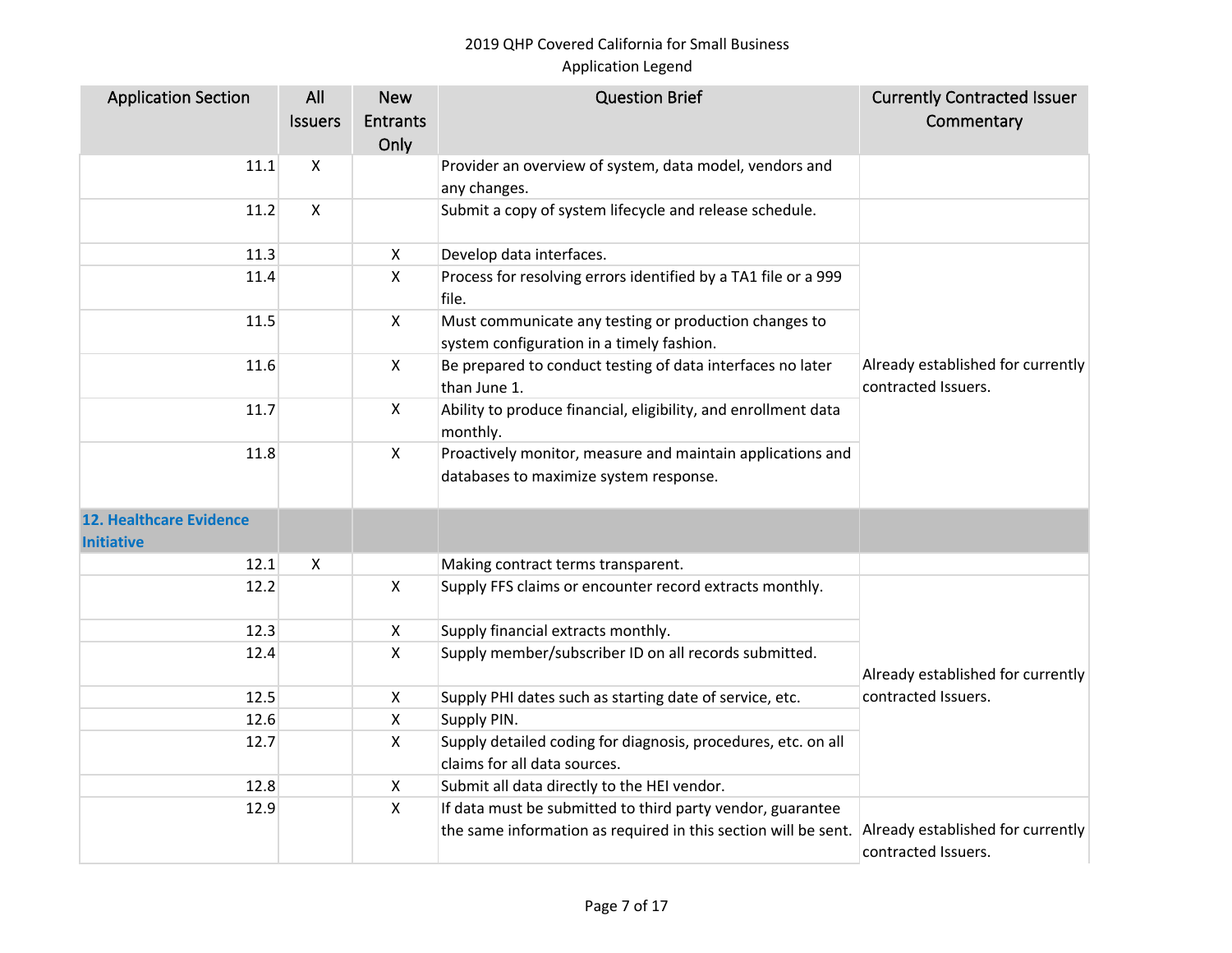2019 QHP Covered California for Small Business
Application Legend

| Application Section | All Issuers | New Entrants Only | Question Brief | Currently Contracted Issuer Commentary |
|---|---|---|---|---|
| 11.1 | X | | Provider an overview of system, data model, vendors and any changes. | |
| 11.2 | X | | Submit a copy of system lifecycle and release schedule. | |
| 11.3 | | X | Develop data interfaces. | Already established for currently contracted Issuers. |
| 11.4 | | X | Process for resolving errors identified by a TA1 file or a 999 file. | |
| 11.5 | | X | Must communicate any testing or production changes to system configuration in a timely fashion. | |
| 11.6 | | X | Be prepared to conduct testing of data interfaces no later than June 1. | |
| 11.7 | | X | Ability to produce financial, eligibility, and enrollment data monthly. | |
| 11.8 | | X | Proactively monitor, measure and maintain applications and databases to maximize system response. | |
| **12. Healthcare Evidence Initiative** | | | | |
| 12.1 | X | | Making contract terms transparent. | |
| 12.2 | | X | Supply FFS claims or encounter record extracts monthly. | Already established for currently contracted Issuers. |
| 12.3 | | X | Supply financial extracts monthly. | |
| 12.4 | | X | Supply member/subscriber ID on all records submitted. | |
| 12.5 | | X | Supply PHI dates such as starting date of service, etc. | |
| 12.6 | | X | Supply PIN. | |
| 12.7 | | X | Supply detailed coding for diagnosis, procedures, etc. on all claims for all data sources. | |
| 12.8 | | X | Submit all data directly to the HEI vendor. | |
| 12.9 | | X | If data must be submitted to third party vendor, guarantee the same information as required in this section will be sent. | Already established for currently contracted Issuers. |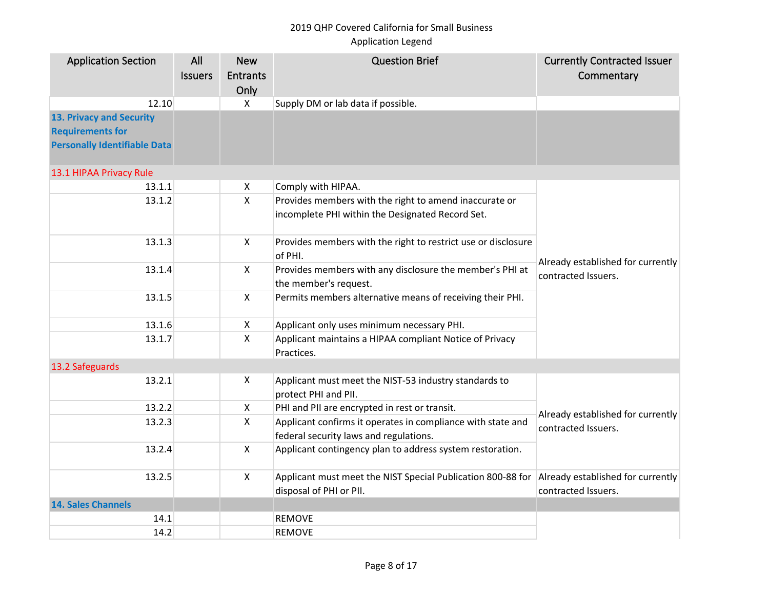2019 QHP Covered California for Small Business
Application Legend

| Application Section | All Issuers | New Entrants Only | Question Brief | Currently Contracted Issuer Commentary |
|---|---|---|---|---|
| 12.10 | | X | Supply DM or lab data if possible. | |
| **13. Privacy and Security Requirements for Personally Identifiable Data** | | | | |
| 13.1 HIPAA Privacy Rule | | | | |
| 13.1.1 | | X | Comply with HIPAA. | Already established for currently contracted Issuers. |
| 13.1.2 | | X | Provides members with the right to amend inaccurate or incomplete PHI within the Designated Record Set. | |
| 13.1.3 | | X | Provides members with the right to restrict use or disclosure of PHI. | |
| 13.1.4 | | X | Provides members with any disclosure the member's PHI at the member's request. | |
| 13.1.5 | | X | Permits members alternative means of receiving their PHI. | |
| 13.1.6 | | X | Applicant only uses minimum necessary PHI. | |
| 13.1.7 | | X | Applicant maintains a HIPAA compliant Notice of Privacy Practices. | |
| 13.2 Safeguards | | | | |
| 13.2.1 | | X | Applicant must meet the NIST-53 industry standards to protect PHI and PII. | Already established for currently contracted Issuers. |
| 13.2.2 | | X | PHI and PII are encrypted in rest or transit. | |
| 13.2.3 | | X | Applicant confirms it operates in compliance with state and federal security laws and regulations. | |
| 13.2.4 | | X | Applicant contingency plan to address system restoration. | |
| 13.2.5 | | X | Applicant must meet the NIST Special Publication 800-88 for disposal of PHI or PII. | Already established for currently contracted Issuers. |
| **14. Sales Channels** | | | | |
| 14.1 | | | REMOVE | |
| 14.2 | | | REMOVE | |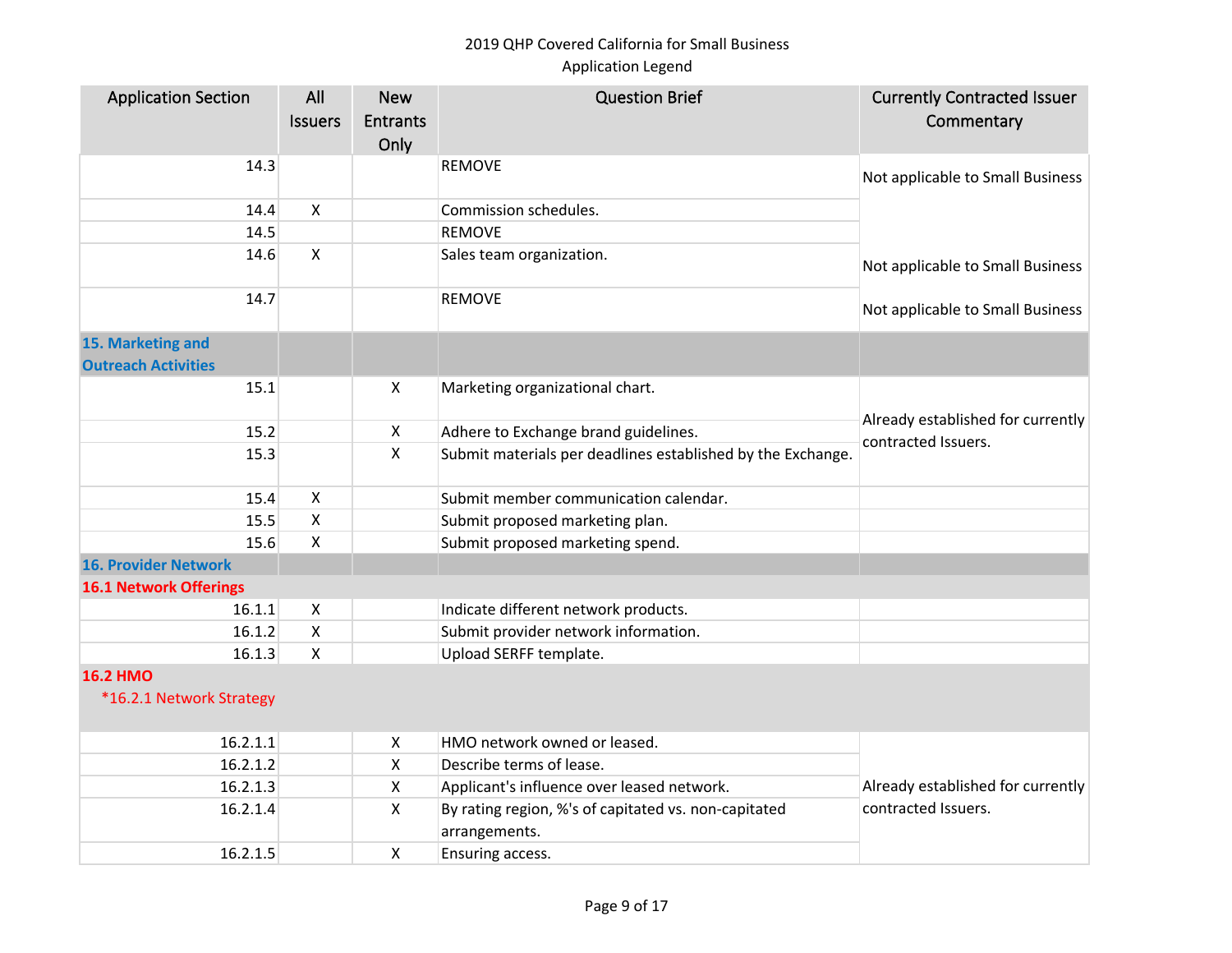2019 QHP Covered California for Small Business
Application Legend

| Application Section | All Issuers | New Entrants Only | Question Brief | Currently Contracted Issuer Commentary |
|---|---|---|---|---|
| 14.3 | | | REMOVE | Not applicable to Small Business |
| 14.4 | X | | Commission schedules. | |
| 14.5 | | | REMOVE | |
| 14.6 | X | | Sales team organization. | Not applicable to Small Business |
| 14.7 | | | REMOVE | Not applicable to Small Business |
| **15. Marketing and Outreach Activities** | | | | |
| 15.1 | | X | Marketing organizational chart. | Already established for currently contracted Issuers. |
| 15.2 | | X | Adhere to Exchange brand guidelines. | |
| 15.3 | | X | Submit materials per deadlines established by the Exchange. | |
| 15.4 | X | | Submit member communication calendar. | |
| 15.5 | X | | Submit proposed marketing plan. | |
| 15.6 | X | | Submit proposed marketing spend. | |
| **16. Provider Network** | | | | |
| **16.1 Network Offerings** | | | | |
| 16.1.1 | X | | Indicate different network products. | |
| 16.1.2 | X | | Submit provider network information. | |
| 16.1.3 | X | | Upload SERFF template. | |
| **16.2 HMO** *16.2.1 Network Strategy | | | | |
| 16.2.1.1 | | X | HMO network owned or leased. | Already established for currently contracted Issuers. |
| 16.2.1.2 | | X | Describe terms of lease. | |
| 16.2.1.3 | | X | Applicant's influence over leased network. | |
| 16.2.1.4 | | X | By rating region, %'s of capitated vs. non-capitated arrangements. | |
| 16.2.1.5 | | X | Ensuring access. | |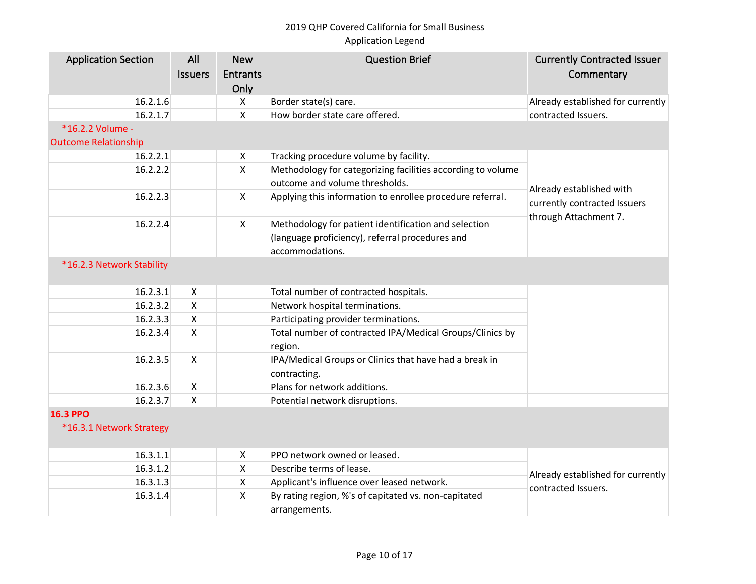2019 QHP Covered California for Small Business
Application Legend

| Application Section | All Issuers | New Entrants Only | Question Brief | Currently Contracted Issuer Commentary |
|---|---|---|---|---|
| 16.2.1.6 | | X | Border state(s) care. | Already established for currently contracted Issuers. |
| 16.2.1.7 | | X | How border state care offered. | |
| *16.2.2 Volume - Outcome Relationship | | | | |
| 16.2.2.1 | | X | Tracking procedure volume by facility. | Already established with currently contracted Issuers through Attachment 7. |
| 16.2.2.2 | | X | Methodology for categorizing facilities according to volume outcome and volume thresholds. | |
| 16.2.2.3 | | X | Applying this information to enrollee procedure referral. | |
| 16.2.2.4 | | X | Methodology for patient identification and selection (language proficiency), referral procedures and accommodations. | |
| *16.2.3 Network Stability | | | | |
| 16.2.3.1 | X | | Total number of contracted hospitals. | |
| 16.2.3.2 | X | | Network hospital terminations. | |
| 16.2.3.3 | X | | Participating provider terminations. | |
| 16.2.3.4 | X | | Total number of contracted IPA/Medical Groups/Clinics by region. | |
| 16.2.3.5 | X | | IPA/Medical Groups or Clinics that have had a break in contracting. | |
| 16.2.3.6 | X | | Plans for network additions. | |
| 16.2.3.7 | X | | Potential network disruptions. | |
| **16.3 PPO** *16.3.1 Network Strategy | | | | |
| 16.3.1.1 | | X | PPO network owned or leased. | Already established for currently contracted Issuers. |
| 16.3.1.2 | | X | Describe terms of lease. | |
| 16.3.1.3 | | X | Applicant's influence over leased network. | |
| 16.3.1.4 | | X | By rating region, %'s of capitated vs. non-capitated arrangements. | |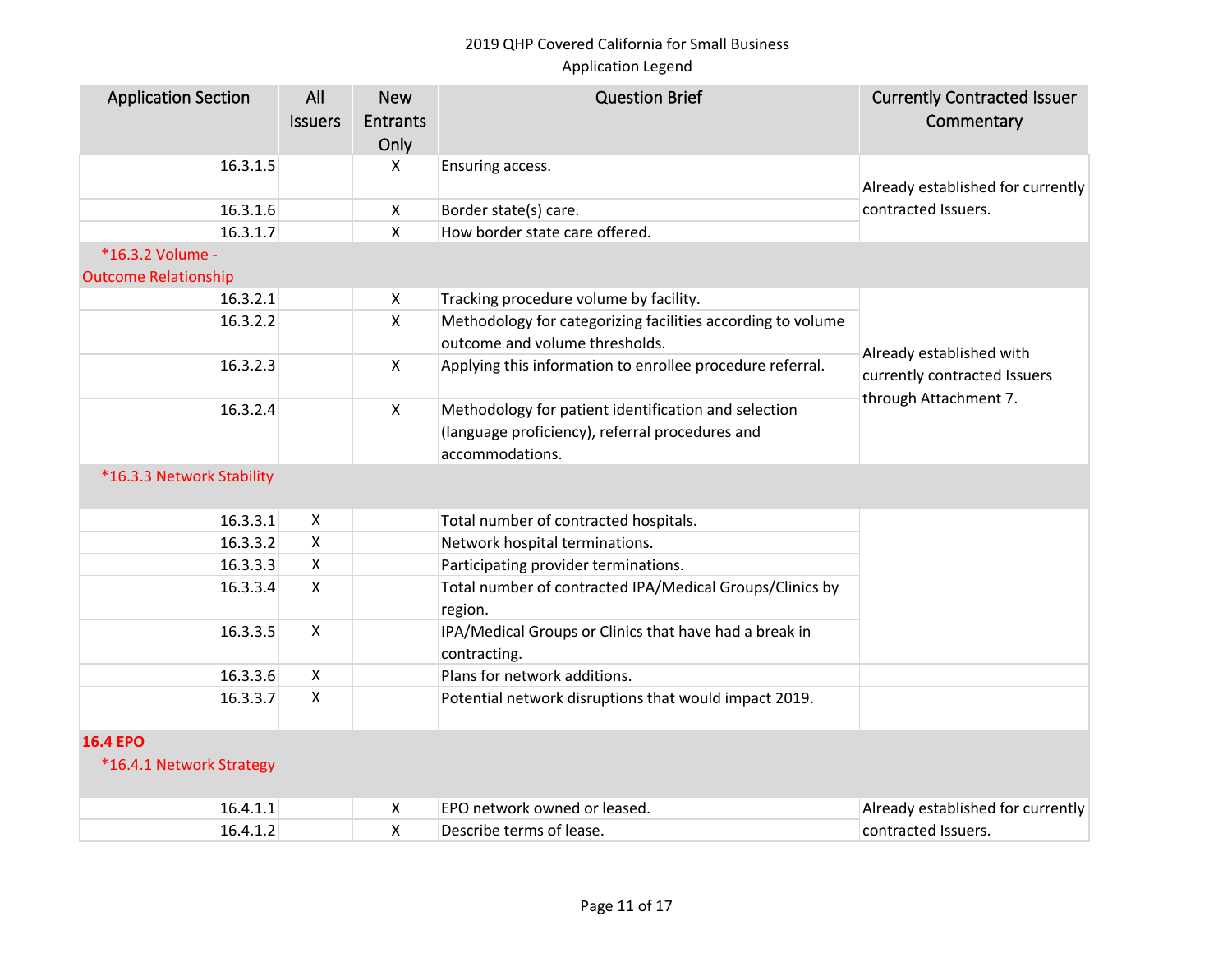2019 QHP Covered California for Small Business
Application Legend

| Application Section | All Issuers | New Entrants Only | Question Brief | Currently Contracted Issuer Commentary |
|---|---|---|---|---|
| 16.3.1.5 | | X | Ensuring access. | Already established for currently contracted Issuers. |
| 16.3.1.6 | | X | Border state(s) care. | |
| 16.3.1.7 | | X | How border state care offered. | |
| *16.3.2 Volume - Outcome Relationship | | | | |
| 16.3.2.1 | | X | Tracking procedure volume by facility. | Already established with currently contracted Issuers through Attachment 7. |
| 16.3.2.2 | | X | Methodology for categorizing facilities according to volume outcome and volume thresholds. | |
| 16.3.2.3 | | X | Applying this information to enrollee procedure referral. | |
| 16.3.2.4 | | X | Methodology for patient identification and selection (language proficiency), referral procedures and accommodations. | |
| *16.3.3 Network Stability | | | | |
| 16.3.3.1 | X | | Total number of contracted hospitals. | |
| 16.3.3.2 | X | | Network hospital terminations. | |
| 16.3.3.3 | X | | Participating provider terminations. | |
| 16.3.3.4 | X | | Total number of contracted IPA/Medical Groups/Clinics by region. | |
| 16.3.3.5 | X | | IPA/Medical Groups or Clinics that have had a break in contracting. | |
| 16.3.3.6 | X | | Plans for network additions. | |
| 16.3.3.7 | X | | Potential network disruptions that would impact 2019. | |
| **16.4 EPO** | | | | |
| *16.4.1 Network Strategy | | | | |
| 16.4.1.1 | | X | EPO network owned or leased. | Already established for currently contracted Issuers. |
| 16.4.1.2 | | X | Describe terms of lease. | |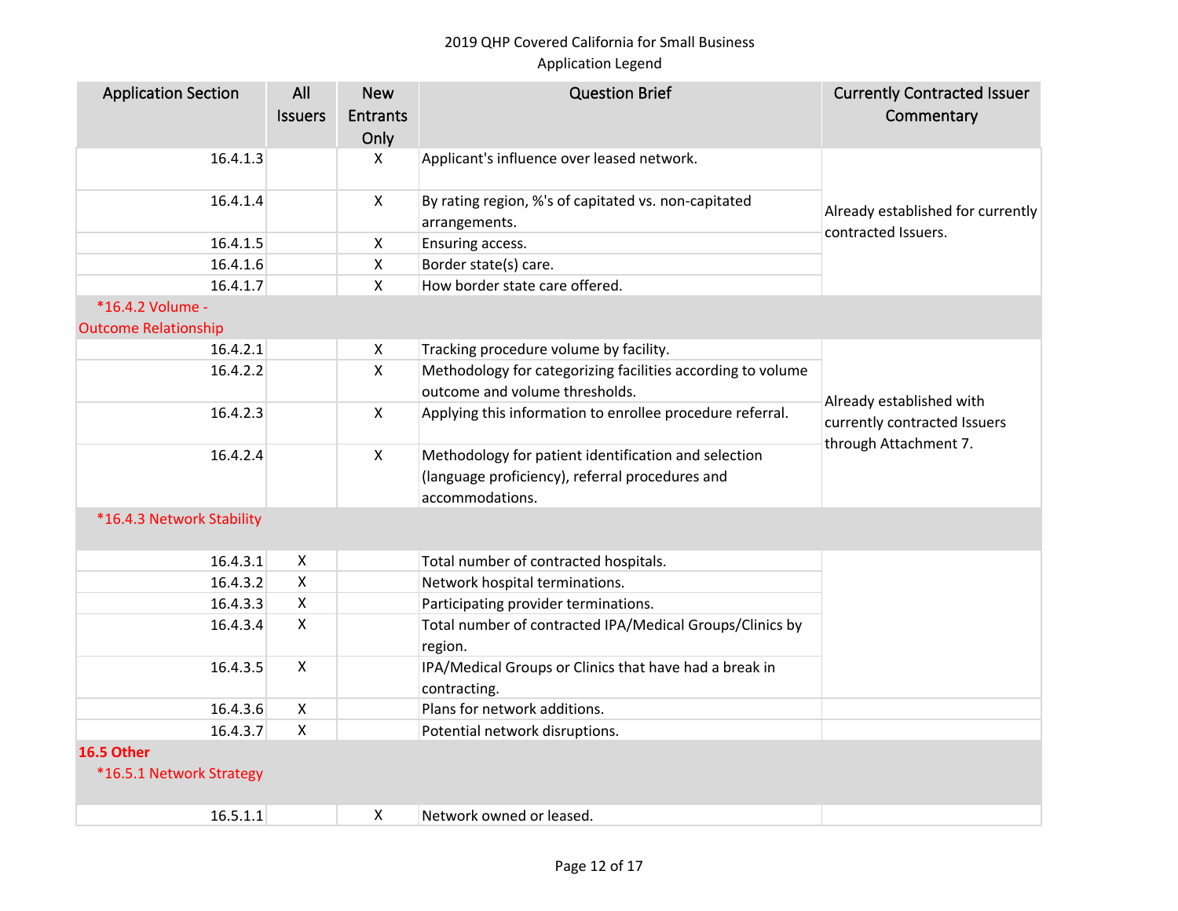2019 QHP Covered California for Small Business
Application Legend

| Application Section | All Issuers | New Entrants Only | Question Brief | Currently Contracted Issuer Commentary |
|---|---|---|---|---|
| 16.4.1.3 | | X | Applicant's influence over leased network. | Already established for currently contracted Issuers. |
| 16.4.1.4 | | X | By rating region, %'s of capitated vs. non-capitated arrangements. | |
| 16.4.1.5 | | X | Ensuring access. | |
| 16.4.1.6 | | X | Border state(s) care. | |
| 16.4.1.7 | | X | How border state care offered. | |
| *16.4.2 Volume - Outcome Relationship | | | | |
| 16.4.2.1 | | X | Tracking procedure volume by facility. | Already established with currently contracted Issuers through Attachment 7. |
| 16.4.2.2 | | X | Methodology for categorizing facilities according to volume outcome and volume thresholds. | |
| 16.4.2.3 | | X | Applying this information to enrollee procedure referral. | |
| 16.4.2.4 | | X | Methodology for patient identification and selection (language proficiency), referral procedures and accommodations. | |
| *16.4.3 Network Stability | | | | |
| 16.4.3.1 | X | | Total number of contracted hospitals. | |
| 16.4.3.2 | X | | Network hospital terminations. | |
| 16.4.3.3 | X | | Participating provider terminations. | |
| 16.4.3.4 | X | | Total number of contracted IPA/Medical Groups/Clinics by region. | |
| 16.4.3.5 | X | | IPA/Medical Groups or Clinics that have had a break in contracting. | |
| 16.4.3.6 | X | | Plans for network additions. | |
| 16.4.3.7 | X | | Potential network disruptions. | |
| **16.5 Other** *16.5.1 Network Strategy | | | | |
| 16.5.1.1 | | X | Network owned or leased. | |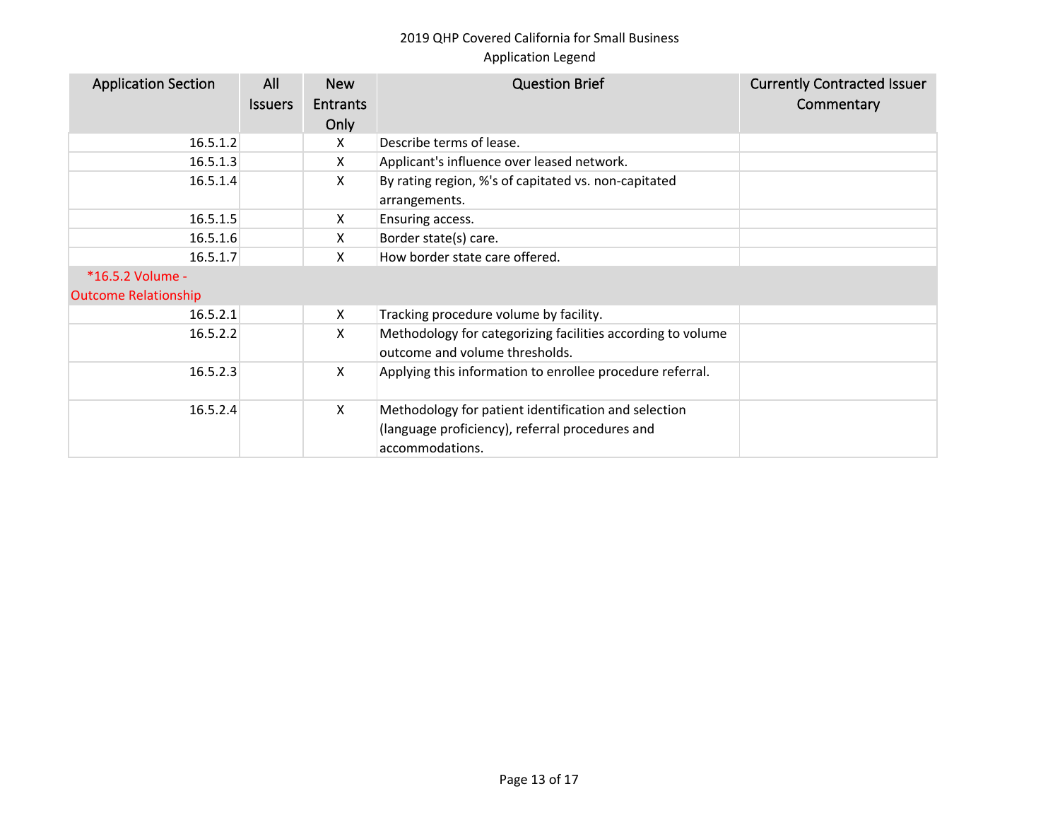2019 QHP Covered California for Small Business
Application Legend

| Application Section | All Issuers | New Entrants Only | Question Brief | Currently Contracted Issuer Commentary |
|---|---|---|---|---|
| 16.5.1.2 | | X | Describe terms of lease. | |
| 16.5.1.3 | | X | Applicant's influence over leased network. | |
| 16.5.1.4 | | X | By rating region, %'s of capitated vs. non-capitated arrangements. | |
| 16.5.1.5 | | X | Ensuring access. | |
| 16.5.1.6 | | X | Border state(s) care. | |
| 16.5.1.7 | | X | How border state care offered. | |
| *16.5.2 Volume - Outcome Relationship | | | | |
| 16.5.2.1 | | X | Tracking procedure volume by facility. | |
| 16.5.2.2 | | X | Methodology for categorizing facilities according to volume outcome and volume thresholds. | |
| 16.5.2.3 | | X | Applying this information to enrollee procedure referral. | |
| 16.5.2.4 | | X | Methodology for patient identification and selection (language proficiency), referral procedures and accommodations. | |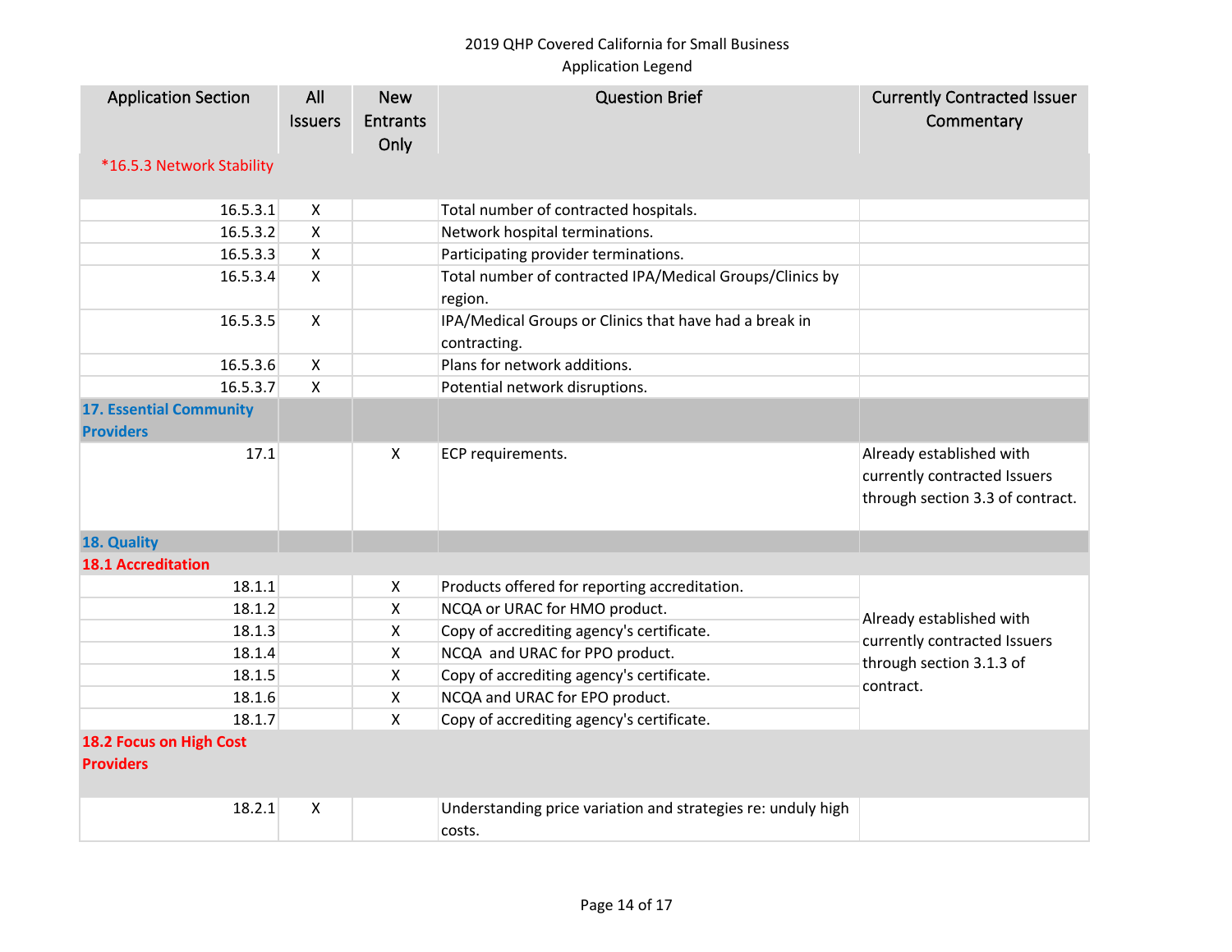2019 QHP Covered California for Small Business
Application Legend

| Application Section | All Issuers | New Entrants Only | Question Brief | Currently Contracted Issuer Commentary |
|---|---|---|---|---|
| *16.5.3 Network Stability | | | | |
| 16.5.3.1 | X | | Total number of contracted hospitals. | |
| 16.5.3.2 | X | | Network hospital terminations. | |
| 16.5.3.3 | X | | Participating provider terminations. | |
| 16.5.3.4 | X | | Total number of contracted IPA/Medical Groups/Clinics by region. | |
| 16.5.3.5 | X | | IPA/Medical Groups or Clinics that have had a break in contracting. | |
| 16.5.3.6 | X | | Plans for network additions. | |
| 16.5.3.7 | X | | Potential network disruptions. | |
| **17. Essential Community Providers** | | | | |
| 17.1 | | X | ECP requirements. | Already established with currently contracted Issuers through section 3.3 of contract. |
| **18. Quality** | | | | |
| **18.1 Accreditation** | | | | |
| 18.1.1 | | X | Products offered for reporting accreditation. | Already established with currently contracted Issuers through section 3.1.3 of contract. |
| 18.1.2 | | X | NCQA or URAC for HMO product. | |
| 18.1.3 | | X | Copy of accrediting agency's certificate. | |
| 18.1.4 | | X | NCQA and URAC for PPO product. | |
| 18.1.5 | | X | Copy of accrediting agency's certificate. | |
| 18.1.6 | | X | NCQA and URAC for EPO product. | |
| 18.1.7 | | X | Copy of accrediting agency's certificate. | |
| **18.2 Focus on High Cost Providers** | | | | |
| 18.2.1 | X | | Understanding price variation and strategies re: unduly high costs. | |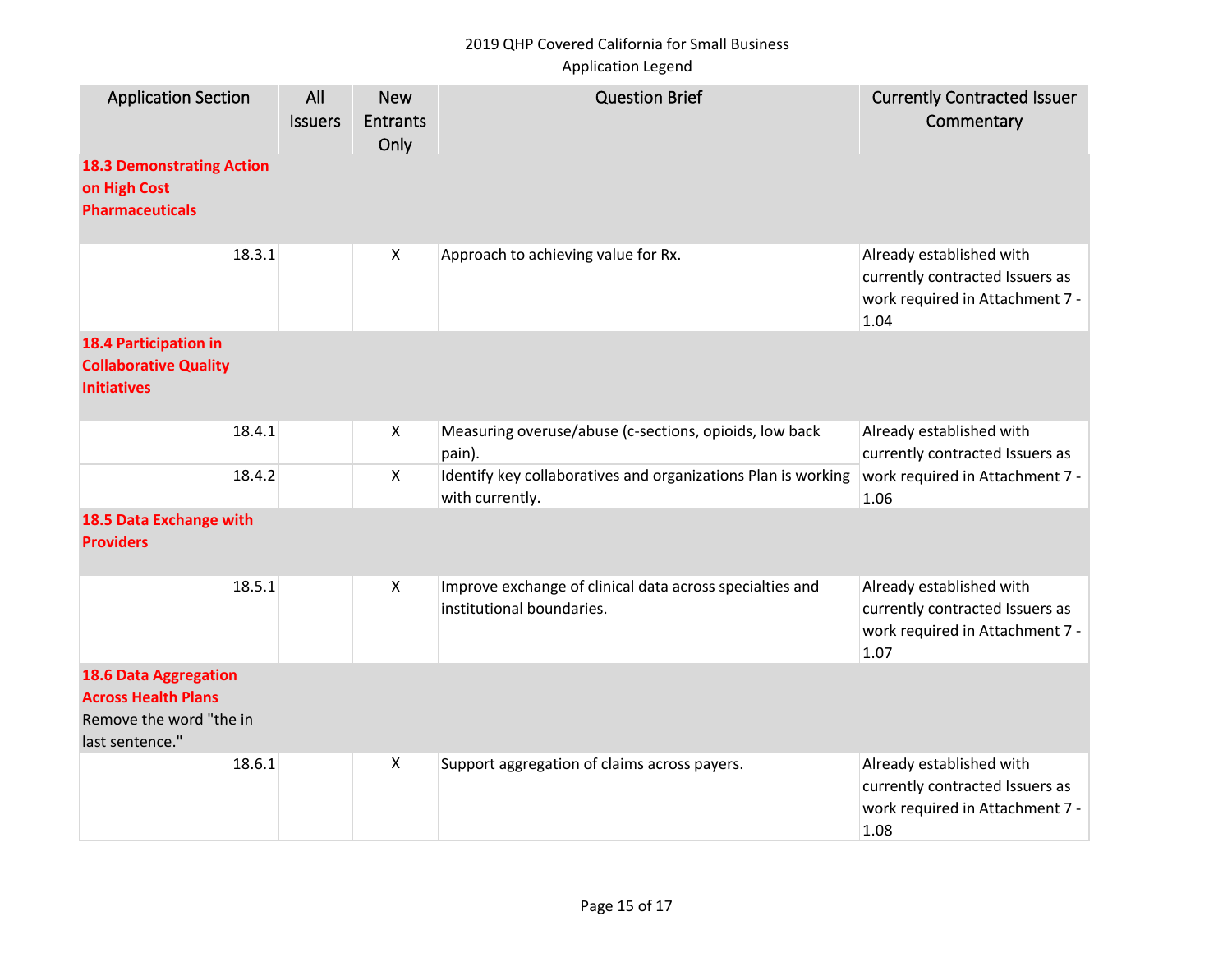2019 QHP Covered California for Small Business
Application Legend

| Application Section | All Issuers | New Entrants Only | Question Brief | Currently Contracted Issuer Commentary |
|---|---|---|---|---|
| **18.3 Demonstrating Action on High Cost Pharmaceuticals** | | | | |
| 18.3.1 | | X | Approach to achieving value for Rx. | Already established with currently contracted Issuers as work required in Attachment 7 - 1.04 |
| **18.4 Participation in Collaborative Quality Initiatives** | | | | |
| 18.4.1 | | X | Measuring overuse/abuse (c-sections, opioids, low back pain). | Already established with currently contracted Issuers as work required in Attachment 7 - 1.06 |
| 18.4.2 | | X | Identify key collaboratives and organizations Plan is working with currently. | |
| **18.5 Data Exchange with Providers** | | | | |
| 18.5.1 | | X | Improve exchange of clinical data across specialties and institutional boundaries. | Already established with currently contracted Issuers as work required in Attachment 7 - 1.07 |
| **18.6 Data Aggregation Across Health Plans** Remove the word "the in last sentence." | | | | |
| 18.6.1 | | X | Support aggregation of claims across payers. | Already established with currently contracted Issuers as work required in Attachment 7 - 1.08 |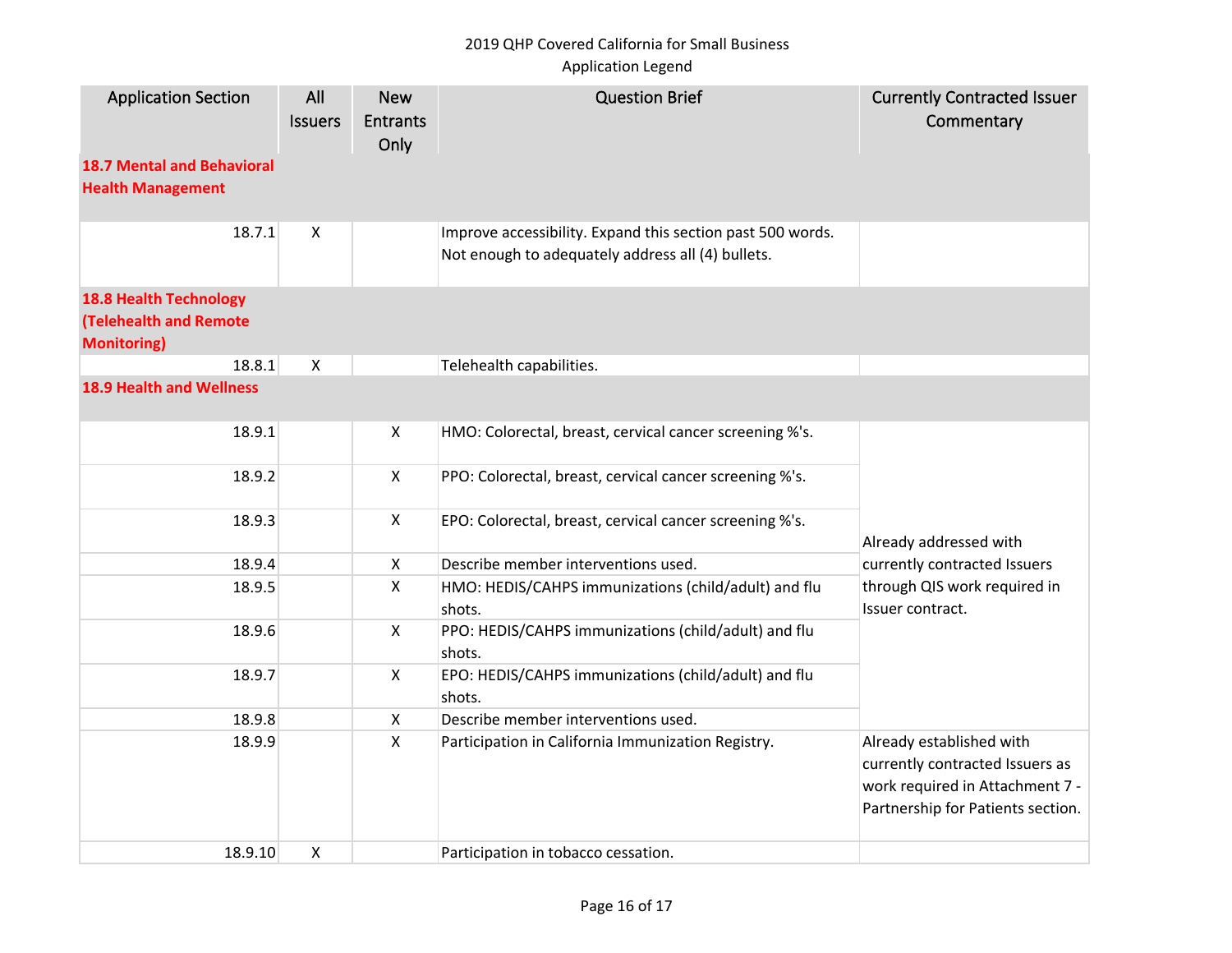2019 QHP Covered California for Small Business
Application Legend

| Application Section | All Issuers | New Entrants Only | Question Brief | Currently Contracted Issuer Commentary |
|---|---|---|---|---|
| **18.7 Mental and Behavioral Health Management** | | | | |
| 18.7.1 | X | | Improve accessibility. Expand this section past 500 words. Not enough to adequately address all (4) bullets. | |
| **18.8 Health Technology (Telehealth and Remote Monitoring)** | | | | |
| 18.8.1 | X | | Telehealth capabilities. | |
| **18.9 Health and Wellness** | | | | |
| 18.9.1 | | X | HMO: Colorectal, breast, cervical cancer screening %'s. | Already addressed with currently contracted Issuers through QIS work required in Issuer contract. |
| 18.9.2 | | X | PPO: Colorectal, breast, cervical cancer screening %'s. | |
| 18.9.3 | | X | EPO: Colorectal, breast, cervical cancer screening %'s. | |
| 18.9.4 | | X | Describe member interventions used. | |
| 18.9.5 | | X | HMO: HEDIS/CAHPS immunizations (child/adult) and flu shots. | |
| 18.9.6 | | X | PPO: HEDIS/CAHPS immunizations (child/adult) and flu shots. | |
| 18.9.7 | | X | EPO: HEDIS/CAHPS immunizations (child/adult) and flu shots. | |
| 18.9.8 | | X | Describe member interventions used. | |
| 18.9.9 | | X | Participation in California Immunization Registry. | Already established with currently contracted Issuers as work required in Attachment 7 - Partnership for Patients section. |
| 18.9.10 | X | | Participation in tobacco cessation. | |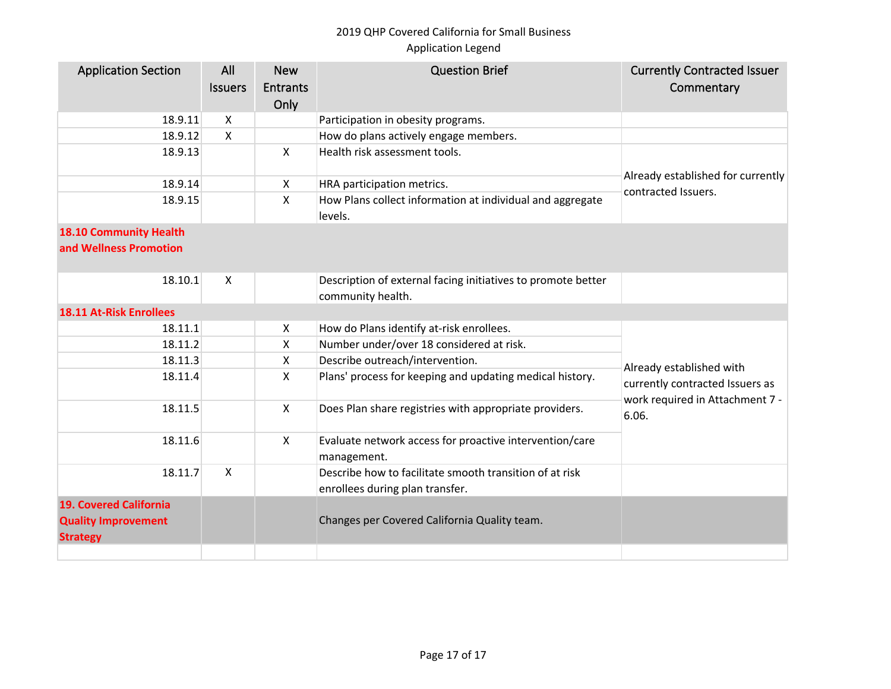2019 QHP Covered California for Small Business
Application Legend

| Application Section | All Issuers | New Entrants Only | Question Brief | Currently Contracted Issuer Commentary |
|---|---|---|---|---|
| 18.9.11 | X | | Participation in obesity programs. | |
| 18.9.12 | X | | How do plans actively engage members. | |
| 18.9.13 | | X | Health risk assessment tools. | Already established for currently contracted Issuers. |
| 18.9.14 | | X | HRA participation metrics. | |
| 18.9.15 | | X | How Plans collect information at individual and aggregate levels. | |
| **18.10 Community Health and Wellness Promotion** | | | | |
| 18.10.1 | X | | Description of external facing initiatives to promote better community health. | |
| **18.11 At-Risk Enrollees** | | | | |
| 18.11.1 | | X | How do Plans identify at-risk enrollees. | Already established with currently contracted Issuers as work required in Attachment 7 - 6.06. |
| 18.11.2 | | X | Number under/over 18 considered at risk. | |
| 18.11.3 | | X | Describe outreach/intervention. | |
| 18.11.4 | | X | Plans' process for keeping and updating medical history. | |
| 18.11.5 | | X | Does Plan share registries with appropriate providers. | |
| 18.11.6 | | X | Evaluate network access for proactive intervention/care management. | |
| 18.11.7 | X | | Describe how to facilitate smooth transition of at risk enrollees during plan transfer. | |
| **19. Covered California Quality Improvement Strategy** | | | Changes per Covered California Quality team. | |
| | | | | |